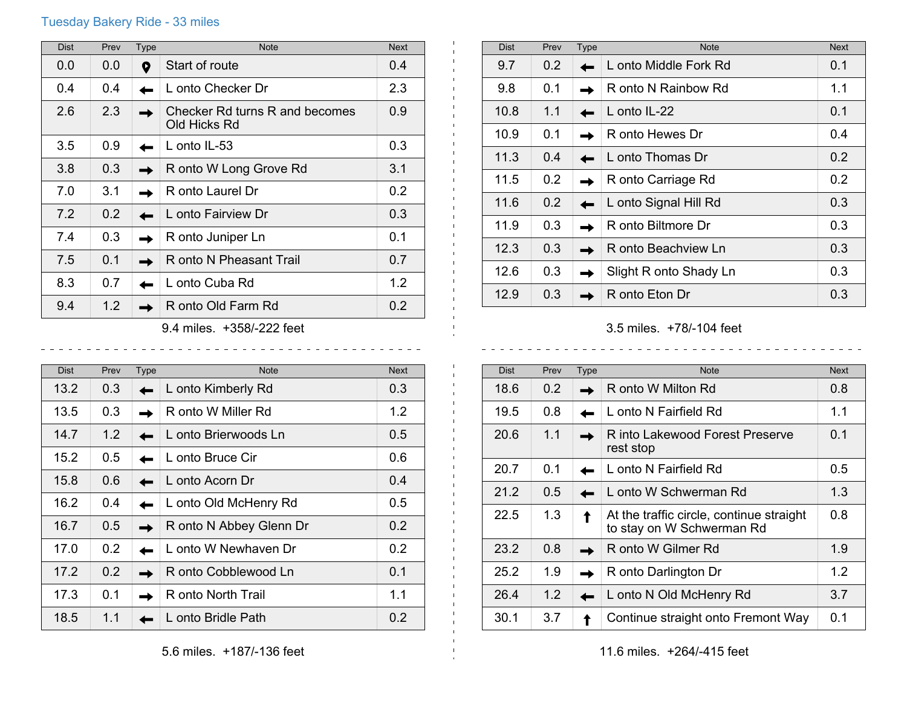## Tuesday Bakery Ride - 33 miles

| Dist | Prev | Type | Note | Next |
|---|---|---|---|---|
| 0.0 | 0.0 | 📍 | Start of route | 0.4 |
| 0.4 | 0.4 | ← | L onto Checker Dr | 2.3 |
| 2.6 | 2.3 | → | Checker Rd turns R and becomes Old Hicks Rd | 0.9 |
| 3.5 | 0.9 | ← | L onto IL-53 | 0.3 |
| 3.8 | 0.3 | → | R onto W Long Grove Rd | 3.1 |
| 7.0 | 3.1 | → | R onto Laurel Dr | 0.2 |
| 7.2 | 0.2 | ← | L onto Fairview Dr | 0.3 |
| 7.4 | 0.3 | → | R onto Juniper Ln | 0.1 |
| 7.5 | 0.1 | → | R onto N Pheasant Trail | 0.7 |
| 8.3 | 0.7 | ← | L onto Cuba Rd | 1.2 |
| 9.4 | 1.2 | → | R onto Old Farm Rd | 0.2 |

9.4 miles. +358/-222 feet

| Dist | Prev | Type | Note | Next |
|---|---|---|---|---|
| 9.7 | 0.2 | ← | L onto Middle Fork Rd | 0.1 |
| 9.8 | 0.1 | → | R onto N Rainbow Rd | 1.1 |
| 10.8 | 1.1 | ← | L onto IL-22 | 0.1 |
| 10.9 | 0.1 | → | R onto Hewes Dr | 0.4 |
| 11.3 | 0.4 | ← | L onto Thomas Dr | 0.2 |
| 11.5 | 0.2 | → | R onto Carriage Rd | 0.2 |
| 11.6 | 0.2 | ← | L onto Signal Hill Rd | 0.3 |
| 11.9 | 0.3 | → | R onto Biltmore Dr | 0.3 |
| 12.3 | 0.3 | → | R onto Beachview Ln | 0.3 |
| 12.6 | 0.3 | → | Slight R onto Shady Ln | 0.3 |
| 12.9 | 0.3 | → | R onto Eton Dr | 0.3 |

3.5 miles. +78/-104 feet

| Dist | Prev | Type | Note | Next |
|---|---|---|---|---|
| 13.2 | 0.3 | ← | L onto Kimberly Rd | 0.3 |
| 13.5 | 0.3 | → | R onto W Miller Rd | 1.2 |
| 14.7 | 1.2 | ← | L onto Brierwoods Ln | 0.5 |
| 15.2 | 0.5 | ← | L onto Bruce Cir | 0.6 |
| 15.8 | 0.6 | ← | L onto Acorn Dr | 0.4 |
| 16.2 | 0.4 | ← | L onto Old McHenry Rd | 0.5 |
| 16.7 | 0.5 | → | R onto N Abbey Glenn Dr | 0.2 |
| 17.0 | 0.2 | ← | L onto W Newhaven Dr | 0.2 |
| 17.2 | 0.2 | → | R onto Cobblewood Ln | 0.1 |
| 17.3 | 0.1 | → | R onto North Trail | 1.1 |
| 18.5 | 1.1 | ← | L onto Bridle Path | 0.2 |

5.6 miles. +187/-136 feet

| Dist | Prev | Type | Note | Next |
|---|---|---|---|---|
| 18.6 | 0.2 | → | R onto W Milton Rd | 0.8 |
| 19.5 | 0.8 | ← | L onto N Fairfield Rd | 1.1 |
| 20.6 | 1.1 | → | R into Lakewood Forest Preserve rest stop | 0.1 |
| 20.7 | 0.1 | ← | L onto N Fairfield Rd | 0.5 |
| 21.2 | 0.5 | ← | L onto W Schwerman Rd | 1.3 |
| 22.5 | 1.3 | ↑ | At the traffic circle, continue straight to stay on W Schwerman Rd | 0.8 |
| 23.2 | 0.8 | → | R onto W Gilmer Rd | 1.9 |
| 25.2 | 1.9 | → | R onto Darlington Dr | 1.2 |
| 26.4 | 1.2 | ← | L onto N Old McHenry Rd | 3.7 |
| 30.1 | 3.7 | ↑ | Continue straight onto Fremont Way | 0.1 |

11.6 miles. +264/-415 feet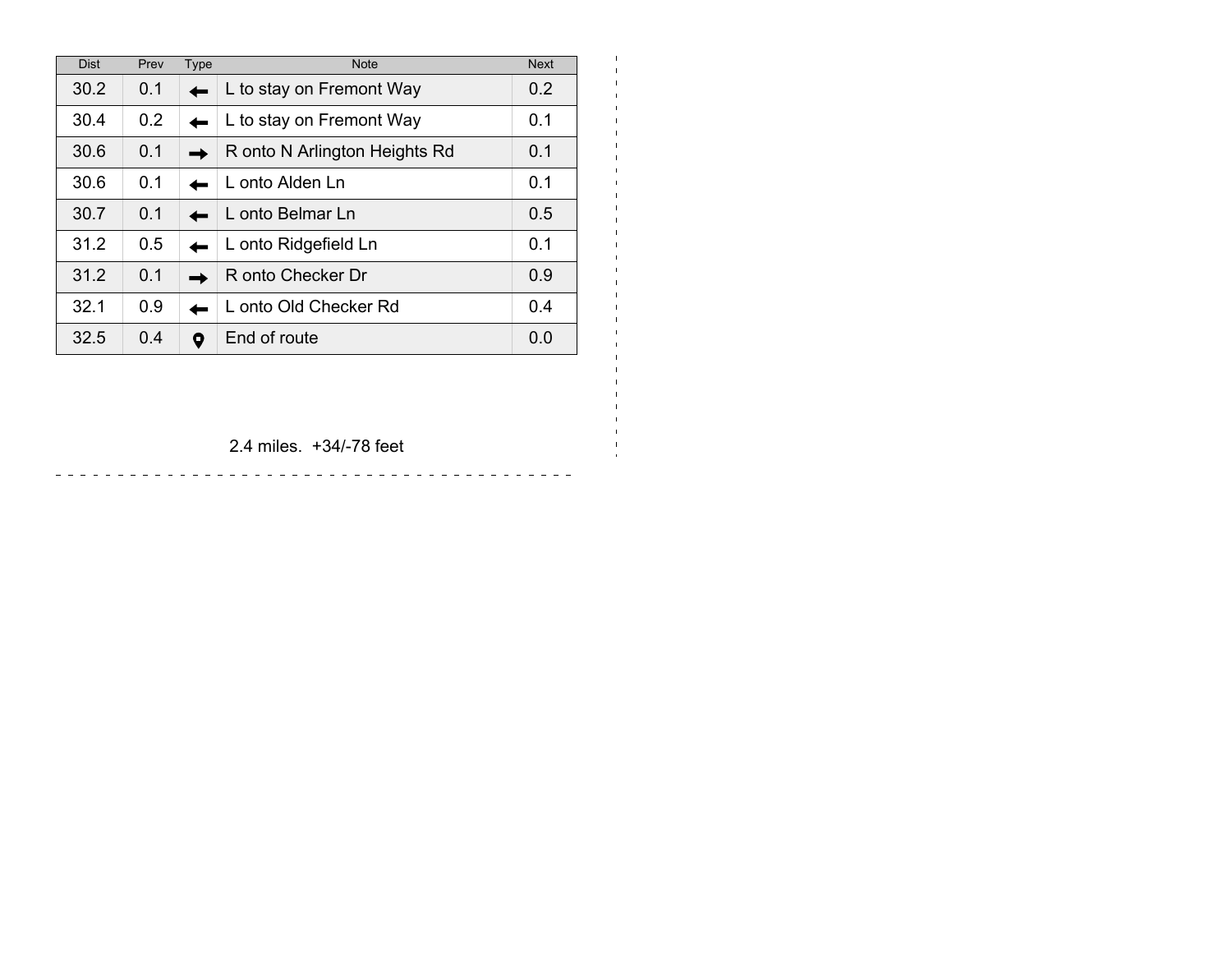| Dist | Prev | Type | Note | Next |
| --- | --- | --- | --- | --- |
| 30.2 | 0.1 | ← | L to stay on Fremont Way | 0.2 |
| 30.4 | 0.2 | ← | L to stay on Fremont Way | 0.1 |
| 30.6 | 0.1 | → | R onto N Arlington Heights Rd | 0.1 |
| 30.6 | 0.1 | ← | L onto Alden Ln | 0.1 |
| 30.7 | 0.1 | ← | L onto Belmar Ln | 0.5 |
| 31.2 | 0.5 | ← | L onto Ridgefield Ln | 0.1 |
| 31.2 | 0.1 | → | R onto Checker Dr | 0.9 |
| 32.1 | 0.9 | ← | L onto Old Checker Rd | 0.4 |
| 32.5 | 0.4 | | End of route | 0.0 |

2.4 miles. +34/-78 feet